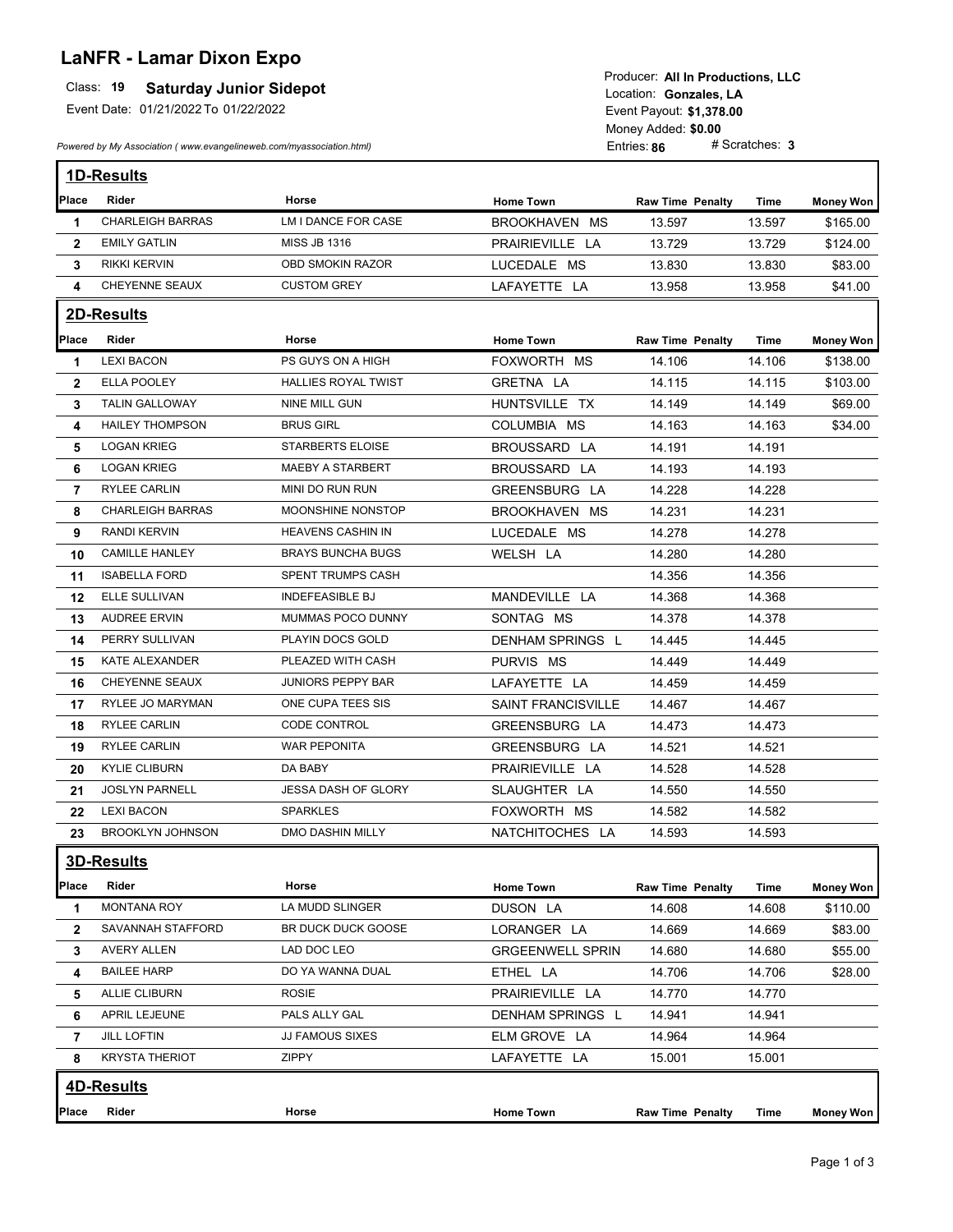# LaNFR - Lamar Dixon Expo

Class: **19** **Saturday Junior Sidepot**

Event Date: 01/21/2022 To 01/22/2022

*Powered by My Association ( www.evangelineweb.com/myassociation.html)*

Producer: **All In Productions, LLC**
Location: **Gonzales, LA**
Event Payout: **$1,378.00**
Money Added: **$0.00**
Entries: **86** # Scratches: **3**

## 1D-Results

| Place | Rider | Horse | Home Town | Raw Time | Penalty | Time | Money Won |
|---|---|---|---|---|---|---|---|
| 1 | CHARLEIGH BARRAS | LM I DANCE FOR CASE | BROOKHAVEN MS | 13.597 | | 13.597 | $165.00 |
| 2 | EMILY GATLIN | MISS JB 1316 | PRAIRIEVILLE LA | 13.729 | | 13.729 | $124.00 |
| 3 | RIKKI KERVIN | OBD SMOKIN RAZOR | LUCEDALE MS | 13.830 | | 13.830 | $83.00 |
| 4 | CHEYENNE SEAUX | CUSTOM GREY | LAFAYETTE LA | 13.958 | | 13.958 | $41.00 |

## 2D-Results

| Place | Rider | Horse | Home Town | Raw Time | Penalty | Time | Money Won |
|---|---|---|---|---|---|---|---|
| 1 | LEXI BACON | PS GUYS ON A HIGH | FOXWORTH MS | 14.106 | | 14.106 | $138.00 |
| 2 | ELLA POOLEY | HALLIES ROYAL TWIST | GRETNA LA | 14.115 | | 14.115 | $103.00 |
| 3 | TALIN GALLOWAY | NINE MILL GUN | HUNTSVILLE TX | 14.149 | | 14.149 | $69.00 |
| 4 | HAILEY THOMPSON | BRUS GIRL | COLUMBIA MS | 14.163 | | 14.163 | $34.00 |
| 5 | LOGAN KRIEG | STARBERTS ELOISE | BROUSSARD LA | 14.191 | | 14.191 | |
| 6 | LOGAN KRIEG | MAEBY A STARBERT | BROUSSARD LA | 14.193 | | 14.193 | |
| 7 | RYLEE CARLIN | MINI DO RUN RUN | GREENSBURG LA | 14.228 | | 14.228 | |
| 8 | CHARLEIGH BARRAS | MOONSHINE NONSTOP | BROOKHAVEN MS | 14.231 | | 14.231 | |
| 9 | RANDI KERVIN | HEAVENS CASHIN IN | LUCEDALE MS | 14.278 | | 14.278 | |
| 10 | CAMILLE HANLEY | BRAYS BUNCHA BUGS | WELSH LA | 14.280 | | 14.280 | |
| 11 | ISABELLA FORD | SPENT TRUMPS CASH | | 14.356 | | 14.356 | |
| 12 | ELLE SULLIVAN | INDEFEASIBLE BJ | MANDEVILLE LA | 14.368 | | 14.368 | |
| 13 | AUDREE ERVIN | MUMMAS POCO DUNNY | SONTAG MS | 14.378 | | 14.378 | |
| 14 | PERRY SULLIVAN | PLAYIN DOCS GOLD | DENHAM SPRINGS L | 14.445 | | 14.445 | |
| 15 | KATE ALEXANDER | PLEAZED WITH CASH | PURVIS MS | 14.449 | | 14.449 | |
| 16 | CHEYENNE SEAUX | JUNIORS PEPPY BAR | LAFAYETTE LA | 14.459 | | 14.459 | |
| 17 | RYLEE JO MARYMAN | ONE CUPA TEES SIS | SAINT FRANCISVILLE | 14.467 | | 14.467 | |
| 18 | RYLEE CARLIN | CODE CONTROL | GREENSBURG LA | 14.473 | | 14.473 | |
| 19 | RYLEE CARLIN | WAR PEPONITA | GREENSBURG LA | 14.521 | | 14.521 | |
| 20 | KYLIE CLIBURN | DA BABY | PRAIRIEVILLE LA | 14.528 | | 14.528 | |
| 21 | JOSLYN PARNELL | JESSA DASH OF GLORY | SLAUGHTER LA | 14.550 | | 14.550 | |
| 22 | LEXI BACON | SPARKLES | FOXWORTH MS | 14.582 | | 14.582 | |
| 23 | BROOKLYN JOHNSON | DMO DASHIN MILLY | NATCHITOCHES LA | 14.593 | | 14.593 | |

## 3D-Results

| Place | Rider | Horse | Home Town | Raw Time | Penalty | Time | Money Won |
|---|---|---|---|---|---|---|---|
| 1 | MONTANA ROY | LA MUDD SLINGER | DUSON LA | 14.608 | | 14.608 | $110.00 |
| 2 | SAVANNAH STAFFORD | BR DUCK DUCK GOOSE | LORANGER LA | 14.669 | | 14.669 | $83.00 |
| 3 | AVERY ALLEN | LAD DOC LEO | GRGEENWELL SPRIN | 14.680 | | 14.680 | $55.00 |
| 4 | BAILEE HARP | DO YA WANNA DUAL | ETHEL LA | 14.706 | | 14.706 | $28.00 |
| 5 | ALLIE CLIBURN | ROSIE | PRAIRIEVILLE LA | 14.770 | | 14.770 | |
| 6 | APRIL LEJEUNE | PALS ALLY GAL | DENHAM SPRINGS L | 14.941 | | 14.941 | |
| 7 | JILL LOFTIN | JJ FAMOUS SIXES | ELM GROVE LA | 14.964 | | 14.964 | |
| 8 | KRYSTA THERIOT | ZIPPY | LAFAYETTE LA | 15.001 | | 15.001 | |

## 4D-Results

| Place | Rider | Horse | Home Town | Raw Time | Penalty | Time | Money Won |
|---|---|---|---|---|---|---|---|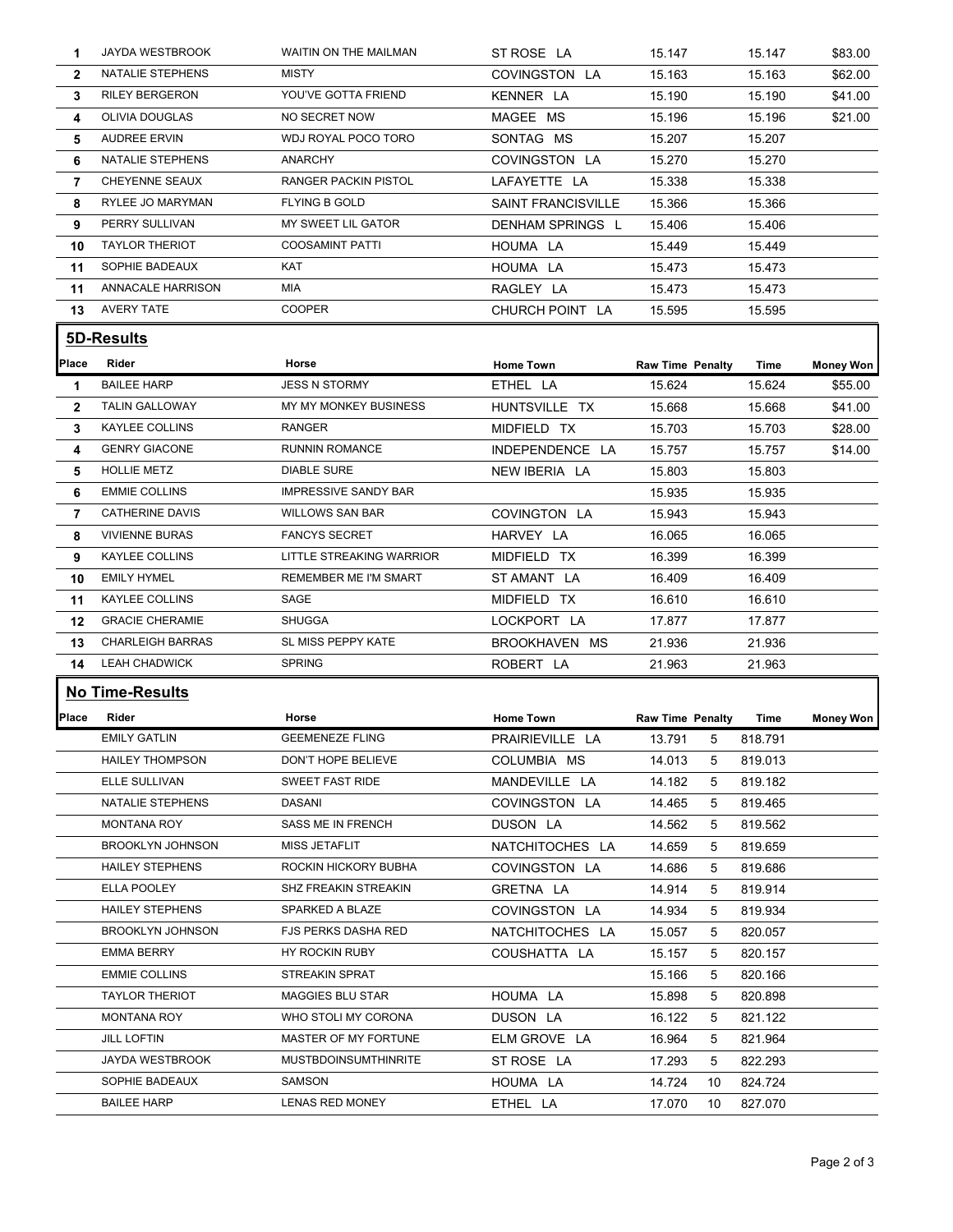| Place | Rider | Horse | Home Town | Raw Time | Penalty | Time | Money Won |
|---|---|---|---|---|---|---|---|
| 1 | JAYDA WESTBROOK | WAITIN ON THE MAILMAN | ST ROSE LA | 15.147 | | 15.147 | $83.00 |
| 2 | NATALIE STEPHENS | MISTY | COVINGSTON LA | 15.163 | | 15.163 | $62.00 |
| 3 | RILEY BERGERON | YOU'VE GOTTA FRIEND | KENNER LA | 15.190 | | 15.190 | $41.00 |
| 4 | OLIVIA DOUGLAS | NO SECRET NOW | MAGEE MS | 15.196 | | 15.196 | $21.00 |
| 5 | AUDREE ERVIN | WDJ ROYAL POCO TORO | SONTAG MS | 15.207 | | 15.207 | |
| 6 | NATALIE STEPHENS | ANARCHY | COVINGSTON LA | 15.270 | | 15.270 | |
| 7 | CHEYENNE SEAUX | RANGER PACKIN PISTOL | LAFAYETTE LA | 15.338 | | 15.338 | |
| 8 | RYLEE JO MARYMAN | FLYING B GOLD | SAINT FRANCISVILLE | 15.366 | | 15.366 | |
| 9 | PERRY SULLIVAN | MY SWEET LIL GATOR | DENHAM SPRINGS L | 15.406 | | 15.406 | |
| 10 | TAYLOR THERIOT | COOSAMINT PATTI | HOUMA LA | 15.449 | | 15.449 | |
| 11 | SOPHIE BADEAUX | KAT | HOUMA LA | 15.473 | | 15.473 | |
| 11 | ANNACALE HARRISON | MIA | RAGLEY LA | 15.473 | | 15.473 | |
| 13 | AVERY TATE | COOPER | CHURCH POINT LA | 15.595 | | 15.595 | |

## 5D-Results

| Place | Rider | Horse | Home Town | Raw Time | Penalty | Time | Money Won |
|---|---|---|---|---|---|---|---|
| 1 | BAILEE HARP | JESS N STORMY | ETHEL LA | 15.624 | | 15.624 | $55.00 |
| 2 | TALIN GALLOWAY | MY MY MONKEY BUSINESS | HUNTSVILLE TX | 15.668 | | 15.668 | $41.00 |
| 3 | KAYLEE COLLINS | RANGER | MIDFIELD TX | 15.703 | | 15.703 | $28.00 |
| 4 | GENRY GIACONE | RUNNIN ROMANCE | INDEPENDENCE LA | 15.757 | | 15.757 | $14.00 |
| 5 | HOLLIE METZ | DIABLE SURE | NEW IBERIA LA | 15.803 | | 15.803 | |
| 6 | EMMIE COLLINS | IMPRESSIVE SANDY BAR | | 15.935 | | 15.935 | |
| 7 | CATHERINE DAVIS | WILLOWS SAN BAR | COVINGTON LA | 15.943 | | 15.943 | |
| 8 | VIVIENNE BURAS | FANCYS SECRET | HARVEY LA | 16.065 | | 16.065 | |
| 9 | KAYLEE COLLINS | LITTLE STREAKING WARRIOR | MIDFIELD TX | 16.399 | | 16.399 | |
| 10 | EMILY HYMEL | REMEMBER ME I'M SMART | ST AMANT LA | 16.409 | | 16.409 | |
| 11 | KAYLEE COLLINS | SAGE | MIDFIELD TX | 16.610 | | 16.610 | |
| 12 | GRACIE CHERAMIE | SHUGGA | LOCKPORT LA | 17.877 | | 17.877 | |
| 13 | CHARLEIGH BARRAS | SL MISS PEPPY KATE | BROOKHAVEN MS | 21.936 | | 21.936 | |
| 14 | LEAH CHADWICK | SPRING | ROBERT LA | 21.963 | | 21.963 | |

## No Time-Results

| Place | Rider | Horse | Home Town | Raw Time | Penalty | Time | Money Won |
|---|---|---|---|---|---|---|---|
| | EMILY GATLIN | GEEMENEZE FLING | PRAIRIEVILLE LA | 13.791 | 5 | 818.791 | |
| | HAILEY THOMPSON | DON'T HOPE BELIEVE | COLUMBIA MS | 14.013 | 5 | 819.013 | |
| | ELLE SULLIVAN | SWEET FAST RIDE | MANDEVILLE LA | 14.182 | 5 | 819.182 | |
| | NATALIE STEPHENS | DASANI | COVINGSTON LA | 14.465 | 5 | 819.465 | |
| | MONTANA ROY | SASS ME IN FRENCH | DUSON LA | 14.562 | 5 | 819.562 | |
| | BROOKLYN JOHNSON | MISS JETAFLIT | NATCHITOCHES LA | 14.659 | 5 | 819.659 | |
| | HAILEY STEPHENS | ROCKIN HICKORY BUBHA | COVINGSTON LA | 14.686 | 5 | 819.686 | |
| | ELLA POOLEY | SHZ FREAKIN STREAKIN | GRETNA LA | 14.914 | 5 | 819.914 | |
| | HAILEY STEPHENS | SPARKED A BLAZE | COVINGSTON LA | 14.934 | 5 | 819.934 | |
| | BROOKLYN JOHNSON | FJS PERKS DASHA RED | NATCHITOCHES LA | 15.057 | 5 | 820.057 | |
| | EMMA BERRY | HY ROCKIN RUBY | COUSHATTA LA | 15.157 | 5 | 820.157 | |
| | EMMIE COLLINS | STREAKIN SPRAT | | 15.166 | 5 | 820.166 | |
| | TAYLOR THERIOT | MAGGIES BLU STAR | HOUMA LA | 15.898 | 5 | 820.898 | |
| | MONTANA ROY | WHO STOLI MY CORONA | DUSON LA | 16.122 | 5 | 821.122 | |
| | JILL LOFTIN | MASTER OF MY FORTUNE | ELM GROVE LA | 16.964 | 5 | 821.964 | |
| | JAYDA WESTBROOK | MUSTBDOINSUMTHINRITE | ST ROSE LA | 17.293 | 5 | 822.293 | |
| | SOPHIE BADEAUX | SAMSON | HOUMA LA | 14.724 | 10 | 824.724 | |
| | BAILEE HARP | LENAS RED MONEY | ETHEL LA | 17.070 | 10 | 827.070 | |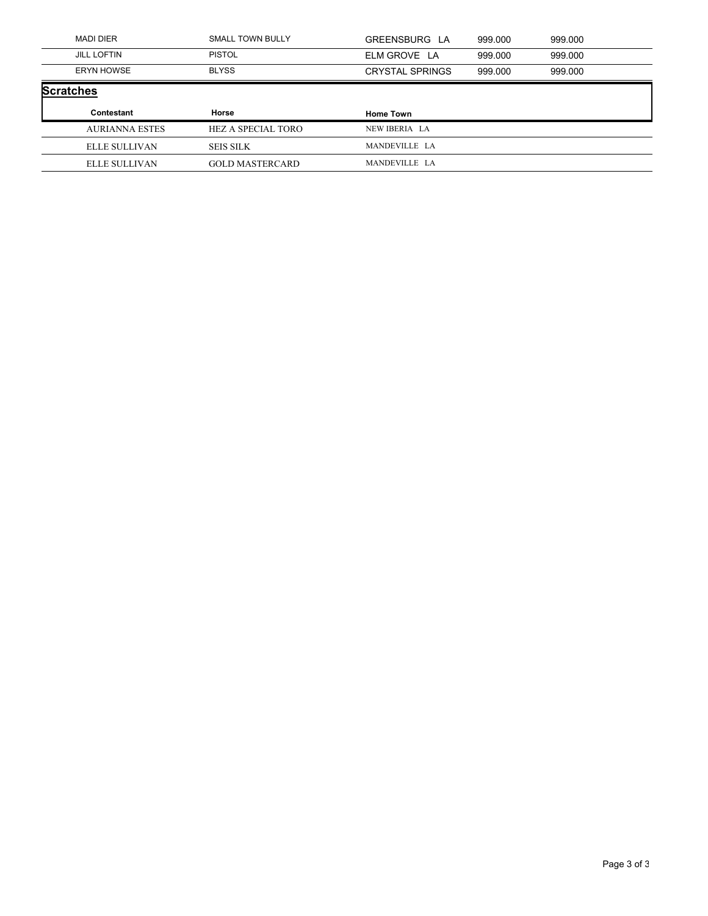| | | | | |
|---|---|---|---|---|
| MADI DIER | SMALL TOWN BULLY | GREENSBURG LA | 999.000 | 999.000 |
| JILL LOFTIN | PISTOL | ELM GROVE LA | 999.000 | 999.000 |
| ERYN HOWSE | BLYSS | CRYSTAL SPRINGS | 999.000 | 999.000 |

## Scratches

| Contestant | Horse | Home Town |
|---|---|---|
| AURIANNA ESTES | HEZ A SPECIAL TORO | NEW IBERIA LA |
| ELLE SULLIVAN | SEIS SILK | MANDEVILLE LA |
| ELLE SULLIVAN | GOLD MASTERCARD | MANDEVILLE LA |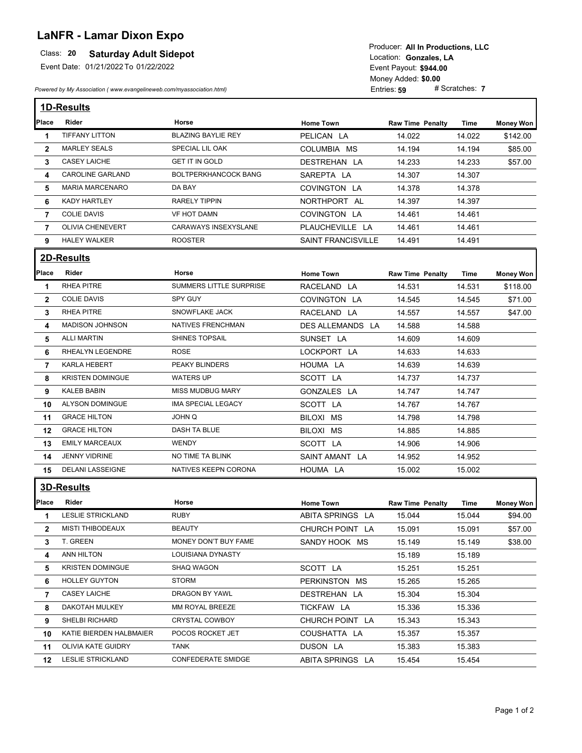# LaNFR - Lamar Dixon Expo

Class: **20** **Saturday Adult Sidepot**

Event Date: 01/21/2022 To 01/22/2022

Producer: **All In Productions, LLC**
Location: **Gonzales, LA**
Event Payout: **$944.00**
Money Added: **$0.00**
Entries: **59** # Scratches: **7**

*Powered by My Association ( www.evangelineweb.com/myassociation.html)*

## 1D-Results

| Place | Rider | Horse | Home Town | Raw Time | Penalty | Time | Money Won |
|---|---|---|---|---|---|---|---|
| 1 | TIFFANY LITTON | BLAZING BAYLIE REY | PELICAN LA | 14.022 | | 14.022 | $142.00 |
| 2 | MARLEY SEALS | SPECIAL LIL OAK | COLUMBIA MS | 14.194 | | 14.194 | $85.00 |
| 3 | CASEY LAICHE | GET IT IN GOLD | DESTREHAN LA | 14.233 | | 14.233 | $57.00 |
| 4 | CAROLINE GARLAND | BOLTPERKHANCOCK BANG | SAREPTA LA | 14.307 | | 14.307 | |
| 5 | MARIA MARCENARO | DA BAY | COVINGTON LA | 14.378 | | 14.378 | |
| 6 | KADY HARTLEY | RARELY TIPPIN | NORTHPORT AL | 14.397 | | 14.397 | |
| 7 | COLIE DAVIS | VF HOT DAMN | COVINGTON LA | 14.461 | | 14.461 | |
| 7 | OLIVIA CHENEVERT | CARAWAYS INSEXYSLANE | PLAUCHEVILLE LA | 14.461 | | 14.461 | |
| 9 | HALEY WALKER | ROOSTER | SAINT FRANCISVILLE | 14.491 | | 14.491 | |

## 2D-Results

| Place | Rider | Horse | Home Town | Raw Time | Penalty | Time | Money Won |
|---|---|---|---|---|---|---|---|
| 1 | RHEA PITRE | SUMMERS LITTLE SURPRISE | RACELAND LA | 14.531 | | 14.531 | $118.00 |
| 2 | COLIE DAVIS | SPY GUY | COVINGTON LA | 14.545 | | 14.545 | $71.00 |
| 3 | RHEA PITRE | SNOWFLAKE JACK | RACELAND LA | 14.557 | | 14.557 | $47.00 |
| 4 | MADISON JOHNSON | NATIVES FRENCHMAN | DES ALLEMANDS LA | 14.588 | | 14.588 | |
| 5 | ALLI MARTIN | SHINES TOPSAIL | SUNSET LA | 14.609 | | 14.609 | |
| 6 | RHEALYN LEGENDRE | ROSE | LOCKPORT LA | 14.633 | | 14.633 | |
| 7 | KARLA HEBERT | PEAKY BLINDERS | HOUMA LA | 14.639 | | 14.639 | |
| 8 | KRISTEN DOMINGUE | WATERS UP | SCOTT LA | 14.737 | | 14.737 | |
| 9 | KALEB BABIN | MISS MUDBUG MARY | GONZALES LA | 14.747 | | 14.747 | |
| 10 | ALYSON DOMINGUE | IMA SPECIAL LEGACY | SCOTT LA | 14.767 | | 14.767 | |
| 11 | GRACE HILTON | JOHN Q | BILOXI MS | 14.798 | | 14.798 | |
| 12 | GRACE HILTON | DASH TA BLUE | BILOXI MS | 14.885 | | 14.885 | |
| 13 | EMILY MARCEAUX | WENDY | SCOTT LA | 14.906 | | 14.906 | |
| 14 | JENNY VIDRINE | NO TIME TA BLINK | SAINT AMANT LA | 14.952 | | 14.952 | |
| 15 | DELANI LASSEIGNE | NATIVES KEEPN CORONA | HOUMA LA | 15.002 | | 15.002 | |

## 3D-Results

| Place | Rider | Horse | Home Town | Raw Time | Penalty | Time | Money Won |
|---|---|---|---|---|---|---|---|
| 1 | LESLIE STRICKLAND | RUBY | ABITA SPRINGS LA | 15.044 | | 15.044 | $94.00 |
| 2 | MISTI THIBODEAUX | BEAUTY | CHURCH POINT LA | 15.091 | | 15.091 | $57.00 |
| 3 | T. GREEN | MONEY DON'T BUY FAME | SANDY HOOK MS | 15.149 | | 15.149 | $38.00 |
| 4 | ANN HILTON | LOUISIANA DYNASTY | | 15.189 | | 15.189 | |
| 5 | KRISTEN DOMINGUE | SHAQ WAGON | SCOTT LA | 15.251 | | 15.251 | |
| 6 | HOLLEY GUYTON | STORM | PERKINSTON MS | 15.265 | | 15.265 | |
| 7 | CASEY LAICHE | DRAGON BY YAWL | DESTREHAN LA | 15.304 | | 15.304 | |
| 8 | DAKOTAH MULKEY | MM ROYAL BREEZE | TICKFAW LA | 15.336 | | 15.336 | |
| 9 | SHELBI RICHARD | CRYSTAL COWBOY | CHURCH POINT LA | 15.343 | | 15.343 | |
| 10 | KATIE BIERDEN HALBMAIER | POCOS ROCKET JET | COUSHATTA LA | 15.357 | | 15.357 | |
| 11 | OLIVIA KATE GUIDRY | TANK | DUSON LA | 15.383 | | 15.383 | |
| 12 | LESLIE STRICKLAND | CONFEDERATE SMIDGE | ABITA SPRINGS LA | 15.454 | | 15.454 | |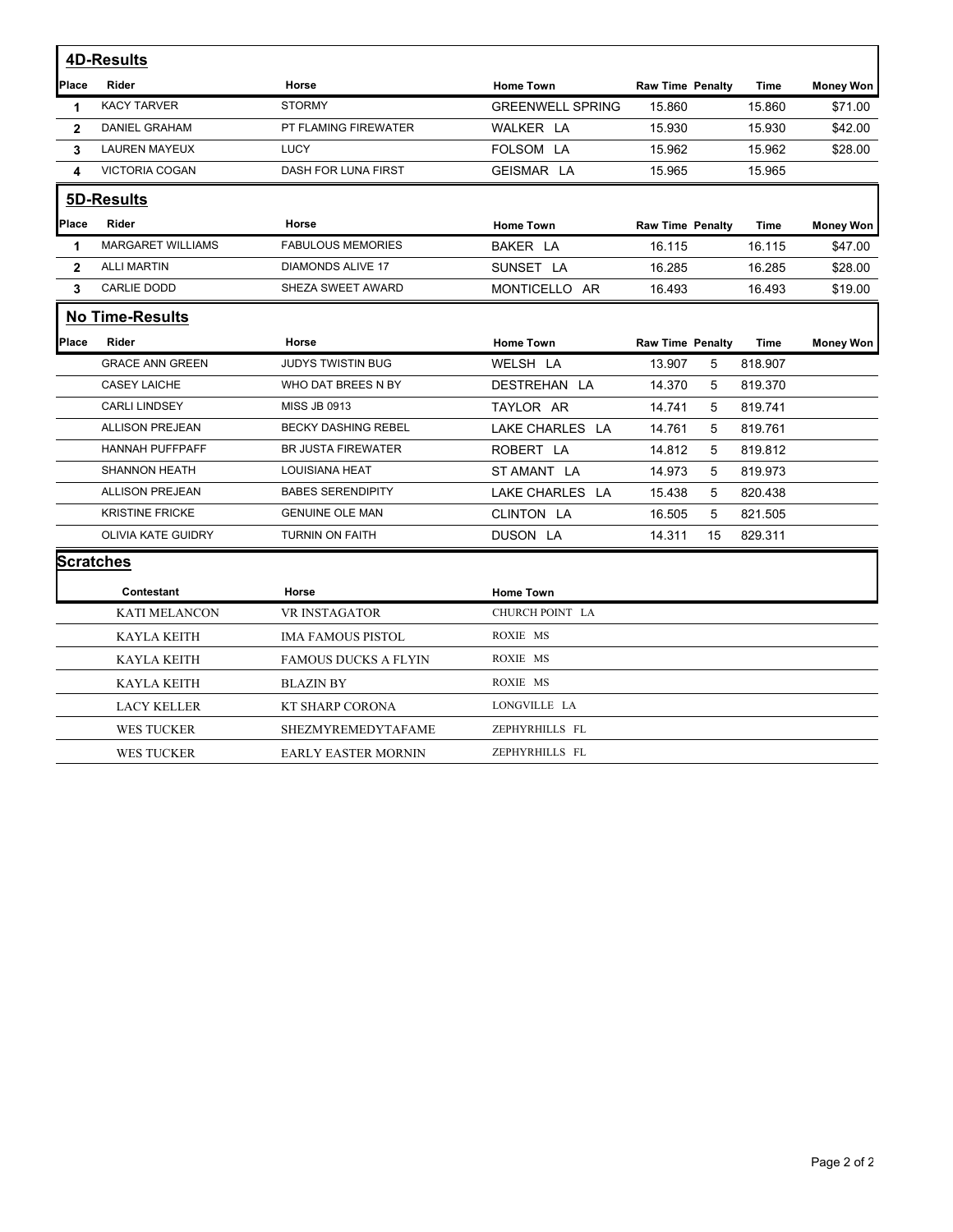## 4D-Results

| Place | Rider | Horse | Home Town | Raw Time | Penalty | Time | Money Won |
|---|---|---|---|---|---|---|---|
| 1 | KACY TARVER | STORMY | GREENWELL SPRING | 15.860 | | 15.860 | $71.00 |
| 2 | DANIEL GRAHAM | PT FLAMING FIREWATER | WALKER LA | 15.930 | | 15.930 | $42.00 |
| 3 | LAUREN MAYEUX | LUCY | FOLSOM LA | 15.962 | | 15.962 | $28.00 |
| 4 | VICTORIA COGAN | DASH FOR LUNA FIRST | GEISMAR LA | 15.965 | | 15.965 | |

## 5D-Results

| Place | Rider | Horse | Home Town | Raw Time | Penalty | Time | Money Won |
|---|---|---|---|---|---|---|---|
| 1 | MARGARET WILLIAMS | FABULOUS MEMORIES | BAKER LA | 16.115 | | 16.115 | $47.00 |
| 2 | ALLI MARTIN | DIAMONDS ALIVE 17 | SUNSET LA | 16.285 | | 16.285 | $28.00 |
| 3 | CARLIE DODD | SHEZA SWEET AWARD | MONTICELLO AR | 16.493 | | 16.493 | $19.00 |

## No Time-Results

| Place | Rider | Horse | Home Town | Raw Time | Penalty | Time | Money Won |
|---|---|---|---|---|---|---|---|
| | GRACE ANN GREEN | JUDYS TWISTIN BUG | WELSH LA | 13.907 | 5 | 818.907 | |
| | CASEY LAICHE | WHO DAT BREES N BY | DESTREHAN LA | 14.370 | 5 | 819.370 | |
| | CARLI LINDSEY | MISS JB 0913 | TAYLOR AR | 14.741 | 5 | 819.741 | |
| | ALLISON PREJEAN | BECKY DASHING REBEL | LAKE CHARLES LA | 14.761 | 5 | 819.761 | |
| | HANNAH PUFFPAFF | BR JUSTA FIREWATER | ROBERT LA | 14.812 | 5 | 819.812 | |
| | SHANNON HEATH | LOUISIANA HEAT | ST AMANT LA | 14.973 | 5 | 819.973 | |
| | ALLISON PREJEAN | BABES SERENDIPITY | LAKE CHARLES LA | 15.438 | 5 | 820.438 | |
| | KRISTINE FRICKE | GENUINE OLE MAN | CLINTON LA | 16.505 | 5 | 821.505 | |
| | OLIVIA KATE GUIDRY | TURNIN ON FAITH | DUSON LA | 14.311 | 15 | 829.311 | |

## Scratches

| Contestant | Horse | Home Town |
|---|---|---|
| KATI MELANCON | VR INSTAGATOR | CHURCH POINT LA |
| KAYLA KEITH | IMA FAMOUS PISTOL | ROXIE MS |
| KAYLA KEITH | FAMOUS DUCKS A FLYIN | ROXIE MS |
| KAYLA KEITH | BLAZIN BY | ROXIE MS |
| LACY KELLER | KT SHARP CORONA | LONGVILLE LA |
| WES TUCKER | SHEZMYREMEDYTAFAME | ZEPHYRHILLS FL |
| WES TUCKER | EARLY EASTER MORNIN | ZEPHYRHILLS FL |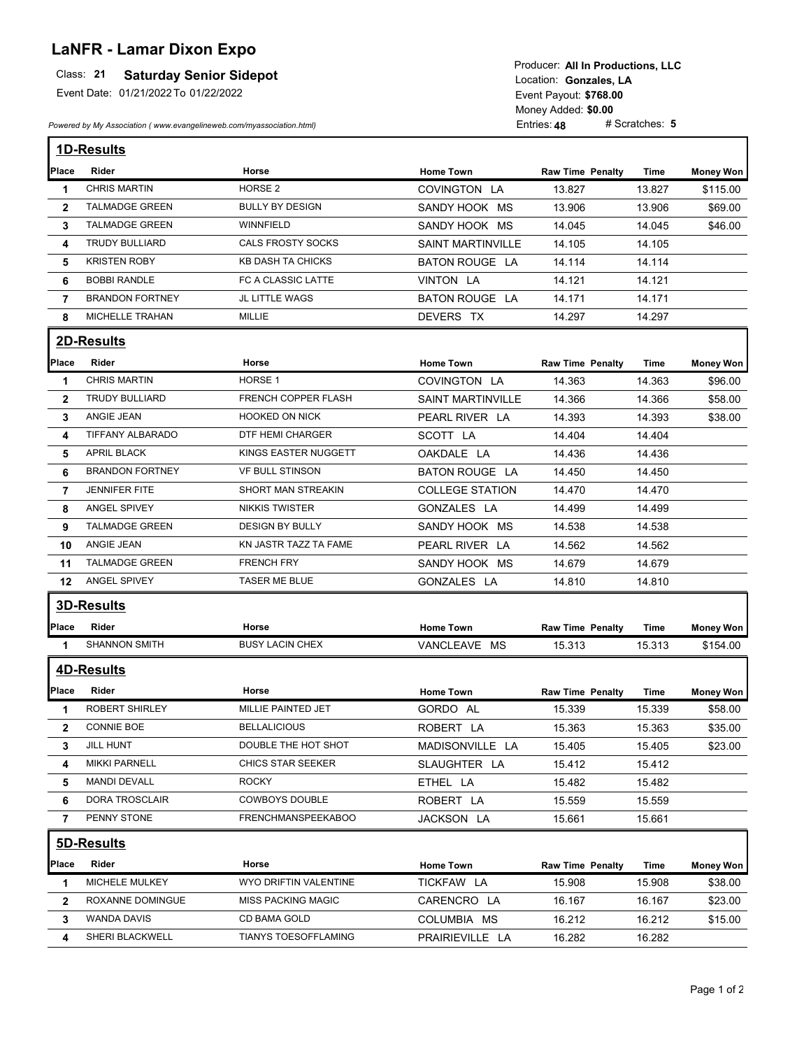# LaNFR - Lamar Dixon Expo

**Class: 21 Saturday Senior Sidepot**

Event Date: 01/21/2022 To 01/22/2022

Producer: **All In Productions, LLC**
Location: **Gonzales, LA**
Event Payout: **$768.00**
Money Added: **$0.00**
Entries: **48** # Scratches: **5**

*Powered by My Association ( www.evangelineweb.com/myassociation.html)*

## 1D-Results

| Place | Rider | Horse | Home Town | Raw Time | Penalty | Time | Money Won |
|---|---|---|---|---|---|---|---|
| 1 | CHRIS MARTIN | HORSE 2 | COVINGTON LA | 13.827 | | 13.827 | $115.00 |
| 2 | TALMADGE GREEN | BULLY BY DESIGN | SANDY HOOK MS | 13.906 | | 13.906 | $69.00 |
| 3 | TALMADGE GREEN | WINNFIELD | SANDY HOOK MS | 14.045 | | 14.045 | $46.00 |
| 4 | TRUDY BULLIARD | CALS FROSTY SOCKS | SAINT MARTINVILLE | 14.105 | | 14.105 | |
| 5 | KRISTEN ROBY | KB DASH TA CHICKS | BATON ROUGE LA | 14.114 | | 14.114 | |
| 6 | BOBBI RANDLE | FC A CLASSIC LATTE | VINTON LA | 14.121 | | 14.121 | |
| 7 | BRANDON FORTNEY | JL LITTLE WAGS | BATON ROUGE LA | 14.171 | | 14.171 | |
| 8 | MICHELLE TRAHAN | MILLIE | DEVERS TX | 14.297 | | 14.297 | |

## 2D-Results

| Place | Rider | Horse | Home Town | Raw Time | Penalty | Time | Money Won |
|---|---|---|---|---|---|---|---|
| 1 | CHRIS MARTIN | HORSE 1 | COVINGTON LA | 14.363 | | 14.363 | $96.00 |
| 2 | TRUDY BULLIARD | FRENCH COPPER FLASH | SAINT MARTINVILLE | 14.366 | | 14.366 | $58.00 |
| 3 | ANGIE JEAN | HOOKED ON NICK | PEARL RIVER LA | 14.393 | | 14.393 | $38.00 |
| 4 | TIFFANY ALBARADO | DTF HEMI CHARGER | SCOTT LA | 14.404 | | 14.404 | |
| 5 | APRIL BLACK | KINGS EASTER NUGGETT | OAKDALE LA | 14.436 | | 14.436 | |
| 6 | BRANDON FORTNEY | VF BULL STINSON | BATON ROUGE LA | 14.450 | | 14.450 | |
| 7 | JENNIFER FITE | SHORT MAN STREAKIN | COLLEGE STATION | 14.470 | | 14.470 | |
| 8 | ANGEL SPIVEY | NIKKIS TWISTER | GONZALES LA | 14.499 | | 14.499 | |
| 9 | TALMADGE GREEN | DESIGN BY BULLY | SANDY HOOK MS | 14.538 | | 14.538 | |
| 10 | ANGIE JEAN | KN JASTR TAZZ TA FAME | PEARL RIVER LA | 14.562 | | 14.562 | |
| 11 | TALMADGE GREEN | FRENCH FRY | SANDY HOOK MS | 14.679 | | 14.679 | |
| 12 | ANGEL SPIVEY | TASER ME BLUE | GONZALES LA | 14.810 | | 14.810 | |

## 3D-Results

| Place | Rider | Horse | Home Town | Raw Time | Penalty | Time | Money Won |
|---|---|---|---|---|---|---|---|
| 1 | SHANNON SMITH | BUSY LACIN CHEX | VANCLEAVE MS | 15.313 | | 15.313 | $154.00 |

## 4D-Results

| Place | Rider | Horse | Home Town | Raw Time | Penalty | Time | Money Won |
|---|---|---|---|---|---|---|---|
| 1 | ROBERT SHIRLEY | MILLIE PAINTED JET | GORDO AL | 15.339 | | 15.339 | $58.00 |
| 2 | CONNIE BOE | BELLALICIOUS | ROBERT LA | 15.363 | | 15.363 | $35.00 |
| 3 | JILL HUNT | DOUBLE THE HOT SHOT | MADISONVILLE LA | 15.405 | | 15.405 | $23.00 |
| 4 | MIKKI PARNELL | CHICS STAR SEEKER | SLAUGHTER LA | 15.412 | | 15.412 | |
| 5 | MANDI DEVALL | ROCKY | ETHEL LA | 15.482 | | 15.482 | |
| 6 | DORA TROSCLAIR | COWBOYS DOUBLE | ROBERT LA | 15.559 | | 15.559 | |
| 7 | PENNY STONE | FRENCHMANSPEEKABOO | JACKSON LA | 15.661 | | 15.661 | |

## 5D-Results

| Place | Rider | Horse | Home Town | Raw Time | Penalty | Time | Money Won |
|---|---|---|---|---|---|---|---|
| 1 | MICHELE MULKEY | WYO DRIFTIN VALENTINE | TICKFAW LA | 15.908 | | 15.908 | $38.00 |
| 2 | ROXANNE DOMINGUE | MISS PACKING MAGIC | CARENCRO LA | 16.167 | | 16.167 | $23.00 |
| 3 | WANDA DAVIS | CD BAMA GOLD | COLUMBIA MS | 16.212 | | 16.212 | $15.00 |
| 4 | SHERI BLACKWELL | TIANYS TOESOFFLAMING | PRAIRIEVILLE LA | 16.282 | | 16.282 | |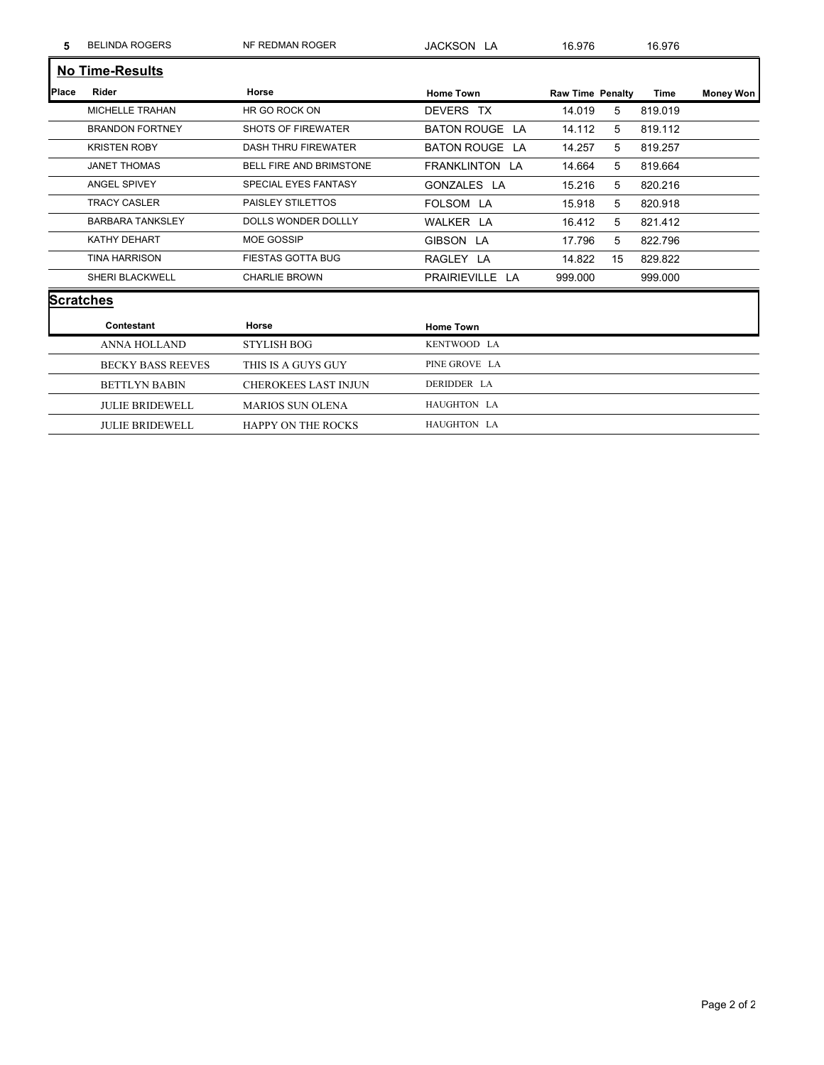| | | | | | | | |
|---|---|---|---|---|---|---|---|
| 5 | BELINDA ROGERS | NF REDMAN ROGER | JACKSON LA | 16.976 | | 16.976 | |

## No Time-Results

| Place | Rider | Horse | Home Town | Raw Time | Penalty | Time | Money Won |
|---|---|---|---|---|---|---|---|
| | MICHELLE TRAHAN | HR GO ROCK ON | DEVERS TX | 14.019 | 5 | 819.019 | |
| | BRANDON FORTNEY | SHOTS OF FIREWATER | BATON ROUGE LA | 14.112 | 5 | 819.112 | |
| | KRISTEN ROBY | DASH THRU FIREWATER | BATON ROUGE LA | 14.257 | 5 | 819.257 | |
| | JANET THOMAS | BELL FIRE AND BRIMSTONE | FRANKLINTON LA | 14.664 | 5 | 819.664 | |
| | ANGEL SPIVEY | SPECIAL EYES FANTASY | GONZALES LA | 15.216 | 5 | 820.216 | |
| | TRACY CASLER | PAISLEY STILETTOS | FOLSOM LA | 15.918 | 5 | 820.918 | |
| | BARBARA TANKSLEY | DOLLS WONDER DOLLLY | WALKER LA | 16.412 | 5 | 821.412 | |
| | KATHY DEHART | MOE GOSSIP | GIBSON LA | 17.796 | 5 | 822.796 | |
| | TINA HARRISON | FIESTAS GOTTA BUG | RAGLEY LA | 14.822 | 15 | 829.822 | |
| | SHERI BLACKWELL | CHARLIE BROWN | PRAIRIEVILLE LA | 999.000 | | 999.000 | |

## Scratches

| Contestant | Horse | Home Town |
|---|---|---|
| ANNA HOLLAND | STYLISH BOG | KENTWOOD LA |
| BECKY BASS REEVES | THIS IS A GUYS GUY | PINE GROVE LA |
| BETTLYN BABIN | CHEROKEES LAST INJUN | DERIDDER LA |
| JULIE BRIDEWELL | MARIOS SUN OLENA | HAUGHTON LA |
| JULIE BRIDEWELL | HAPPY ON THE ROCKS | HAUGHTON LA |